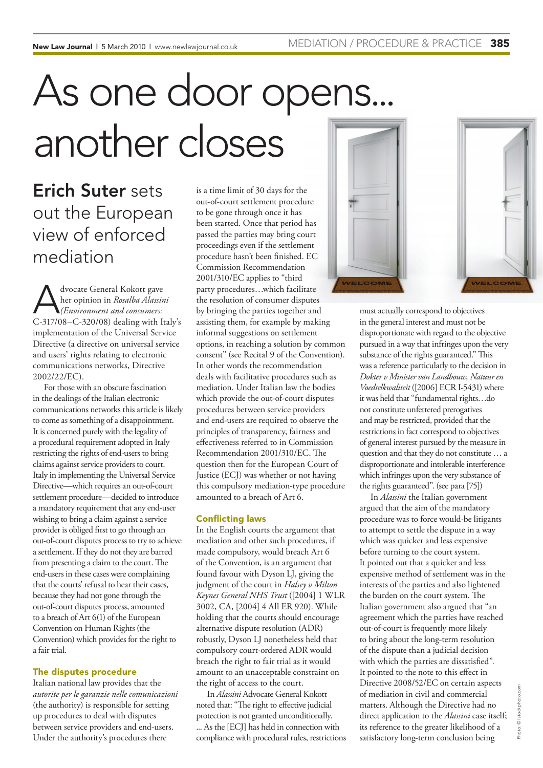# As one door opens... another closes

## Erich Suter sets out the European view of enforced mediation

Advocate General Kokott gave her opinion in *Rosalba Alassini (Environment and consumers:* C-317/08–C-320/08) dealing with Italy's implementation of the Universal Service Directive (a directive on universal service and users' rights relating to electronic communications networks, Directive 2002/22/EC).

For those with an obscure fascination in the dealings of the Italian electronic communications networks this article is likely to come as something of a disappointment. It is concerned purely with the legality of a procedural requirement adopted in Italy restricting the rights of end-users to bring claims against service providers to court. Italy in implementing the Universal Service Directive—which requires an out-of-court settlement procedure—decided to introduce a mandatory requirement that any end-user wishing to bring a claim against a service provider is obliged first to go through an out-of-court disputes process to try to achieve a settlement. If they do not they are barred from presenting a claim to the court. The end-users in these cases were complaining that the courts' refusal to hear their cases, because they had not gone through the out-of-court disputes process, amounted to a breach of Art 6(1) of the European Convention on Human Rights (the Convention) which provides for the right to a fair trial.

### The disputes procedure

Italian national law provides that the *autorite per le garanzie nelle comunicazioni* (the authority) is responsible for setting up procedures to deal with disputes between service providers and end-users. Under the authority's procedures there is a time limit of 30 days for the out-of-court settlement procedure to be gone through once it has been started. Once that period has passed the parties may bring court proceedings even if the settlement procedure hasn't been finished. EC Commission Recommendation 2001/310/EC applies to "third party procedures…which facilitate the resolution of consumer disputes by bringing the parties together and assisting them, for example by making informal suggestions on settlement options, in reaching a solution by common consent" (see Recital 9 of the Convention). In other words the recommendation deals with facilitative procedures such as mediation. Under Italian law the bodies which provide the out-of-court disputes procedures between service providers and end-users are required to observe the principles of transparency, fairness and effectiveness referred to in Commission Recommendation 2001/310/EC. The question then for the European Court of Justice (ECJ) was whether or not having this compulsory mediation-type procedure amounted to a breach of Art 6.

### Conflicting laws

In the English courts the argument that mediation and other such procedures, if made compulsory, would breach Art 6 of the Convention, is an argument that found favour with Dyson LJ, giving the judgment of the court in *Halsey v Milton Keynes General NHS Trust* ([2004] 1 WLR 3002, CA, [2004] 4 All ER 920). While holding that the courts should encourage alternative dispute resolution (ADR) robustly, Dyson LJ nonetheless held that compulsory court-ordered ADR would breach the right to fair trial as it would amount to an unacceptable constraint on the right of access to the court.

In *Alassini* Advocate General Kokott noted that: "The right to effective judicial protection is not granted unconditionally. ... As the [ECJ] has held in connection with compliance with procedural rules, restrictions must actually correspond to objectives in the general interest and must not be disproportionate with regard to the objective pursued in a way that infringes upon the very substance of the rights guaranteed." This was a reference particularly to the decision in *Dokter v Minister van Landbouw, Natuur en Voedselkwaliteit* ([2006] ECR I-5431) where it was held that "fundamental rights…do not constitute unfettered prerogatives and may be restricted, provided that the restrictions in fact correspond to objectives of general interest pursued by the measure in question and that they do not constitute … a disproportionate and intolerable interference which infringes upon the very substance of the rights guaranteed". (see para [75])

In *Alassini* the Italian government argued that the aim of the mandatory procedure was to force would-be litigants to attempt to settle the dispute in a way which was quicker and less expensive before turning to the court system. It pointed out that a quicker and less expensive method of settlement was in the interests of the parties and also lightened the burden on the court system. The Italian government also argued that "an agreement which the parties have reached out-of-court is frequently more likely to bring about the long-term resolution of the dispute than a judicial decision with which the parties are dissatisfied". It pointed to the note to this effect in Directive 2008/52/EC on certain aspects of mediation in civil and commercial matters. Although the Directive had no direct application to the *Alassini* case itself; its reference to the greater likelihood of a satisfactory long-term conclusion being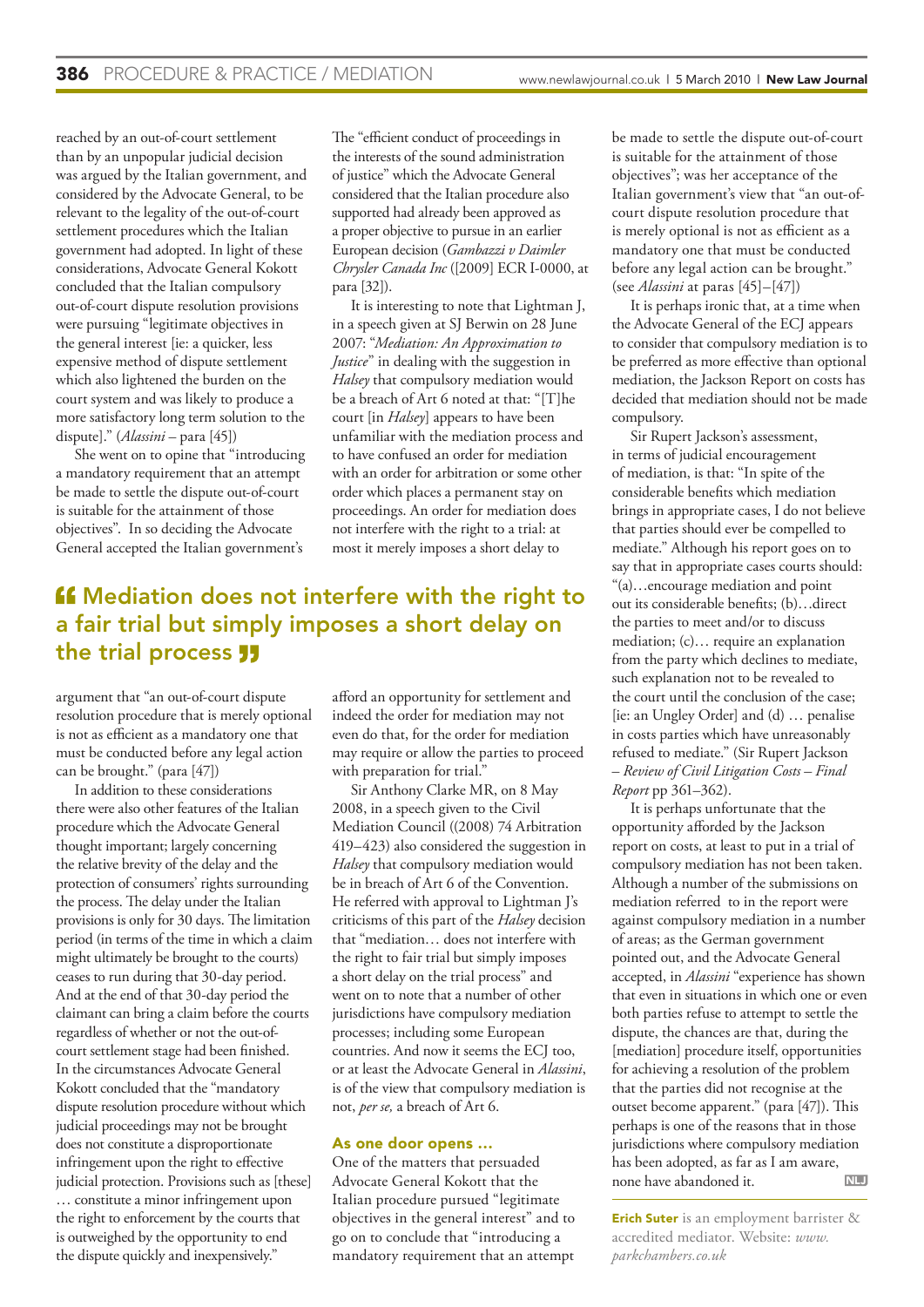reached by an out-of-court settlement than by an unpopular judicial decision was argued by the Italian government, and considered by the Advocate General, to be relevant to the legality of the out-of-court settlement procedures which the Italian government had adopted. In light of these considerations, Advocate General Kokott concluded that the Italian compulsory out-of-court dispute resolution provisions were pursuing "legitimate objectives in the general interest [ie: a quicker, less expensive method of dispute settlement which also lightened the burden on the court system and was likely to produce a more satisfactory long term solution to the dispute]." (*Alassini* – para [45])

She went on to opine that "introducing a mandatory requirement that an attempt be made to settle the dispute out-of-court is suitable for the attainment of those objectives". In so deciding the Advocate General accepted the Italian government's argument that "an out-of-court dispute resolution procedure that is merely optional is not as efficient as a mandatory one that must be conducted before any legal action can be brought." (para [47])

In addition to these considerations there were also other features of the Italian procedure which the Advocate General thought important; largely concerning the relative brevity of the delay and the protection of consumers' rights surrounding the process. The delay under the Italian provisions is only for 30 days. The limitation period (in terms of the time in which a claim might ultimately be brought to the courts) ceases to run during that 30-day period. And at the end of that 30-day period the claimant can bring a claim before the courts regardless of whether or not the out-of-court settlement stage had been finished. In the circumstances Advocate General Kokott concluded that the "mandatory dispute resolution procedure without which judicial proceedings may not be brought does not constitute a disproportionate infringement upon the right to effective judicial protection. Provisions such as [these] … constitute a minor infringement upon the right to enforcement by the courts that is outweighed by the opportunity to end the dispute quickly and inexpensively."

The "efficient conduct of proceedings in the interests of the sound administration of justice" which the Advocate General considered that the Italian procedure also supported had already been approved as a proper objective to pursue in an earlier European decision (*Gambazzi v Daimler Chrysler Canada Inc* ([2009] ECR I-0000, at para [32]).

It is interesting to note that Lightman J, in a speech given at SJ Berwin on 28 June 2007: "*Mediation: An Approximation to Justice*" in dealing with the suggestion in *Halsey* that compulsory mediation would be a breach of Art 6 noted at that: "[T]he court [in *Halsey*] appears to have been unfamiliar with the mediation process and to have confused an order for mediation with an order for arbitration or some other order which places a permanent stay on proceedings. An order for mediation does not interfere with the right to a trial: at most it merely imposes a short delay to afford an opportunity for settlement and indeed the order for mediation may not even do that, for the order for mediation may require or allow the parties to proceed with preparation for trial."

> **"Mediation does not interfere with the right to a fair trial but simply imposes a short delay on the trial process"**

Sir Anthony Clarke MR, on 8 May 2008, in a speech given to the Civil Mediation Council ((2008) 74 Arbitration 419–423) also considered the suggestion in *Halsey* that compulsory mediation would be in breach of Art 6 of the Convention. He referred with approval to Lightman J's criticisms of this part of the *Halsey* decision that "mediation… does not interfere with the right to fair trial but simply imposes a short delay on the trial process" and went on to note that a number of other jurisdictions have compulsory mediation processes; including some European countries. And now it seems the ECJ too, or at least the Advocate General in *Alassini*, is of the view that compulsory mediation is not, *per se,* a breach of Art 6.

## As one door opens …

One of the matters that persuaded Advocate General Kokott that the Italian procedure pursued "legitimate objectives in the general interest" and to go on to conclude that "introducing a mandatory requirement that an attempt be made to settle the dispute out-of-court is suitable for the attainment of those objectives"; was her acceptance of the Italian government's view that "an out-of-court dispute resolution procedure that is merely optional is not as efficient as a mandatory one that must be conducted before any legal action can be brought." (see *Alassini* at paras [45]–[47])

It is perhaps ironic that, at a time when the Advocate General of the ECJ appears to consider that compulsory mediation is to be preferred as more effective than optional mediation, the Jackson Report on costs has decided that mediation should not be made compulsory.

Sir Rupert Jackson's assessment, in terms of judicial encouragement of mediation, is that: "In spite of the considerable benefits which mediation brings in appropriate cases, I do not believe that parties should ever be compelled to mediate." Although his report goes on to say that in appropriate cases courts should: "(a)…encourage mediation and point out its considerable benefits; (b)…direct the parties to meet and/or to discuss mediation; (c)… require an explanation from the party which declines to mediate, such explanation not to be revealed to the court until the conclusion of the case; [ie: an Ungley Order] and (d) … penalise in costs parties which have unreasonably refused to mediate." (Sir Rupert Jackson – *Review of Civil Litigation Costs – Final Report* pp 361–362).

It is perhaps unfortunate that the opportunity afforded by the Jackson report on costs, at least to put in a trial of compulsory mediation has not been taken. Although a number of the submissions on mediation referred to in the report were against compulsory mediation in a number of areas; as the German government pointed out, and the Advocate General accepted, in *Alassini* "experience has shown that even in situations in which one or even both parties refuse to attempt to settle the dispute, the chances are that, during the [mediation] procedure itself, opportunities for achieving a resolution of the problem that the parties did not recognise at the outset become apparent." (para [47]). This perhaps is one of the reasons that in those jurisdictions where compulsory mediation has been adopted, as far as I am aware, none have abandoned it. NLJ

**Erich Suter** is an employment barrister & accredited mediator. Website: *www.parkchambers.co.uk*